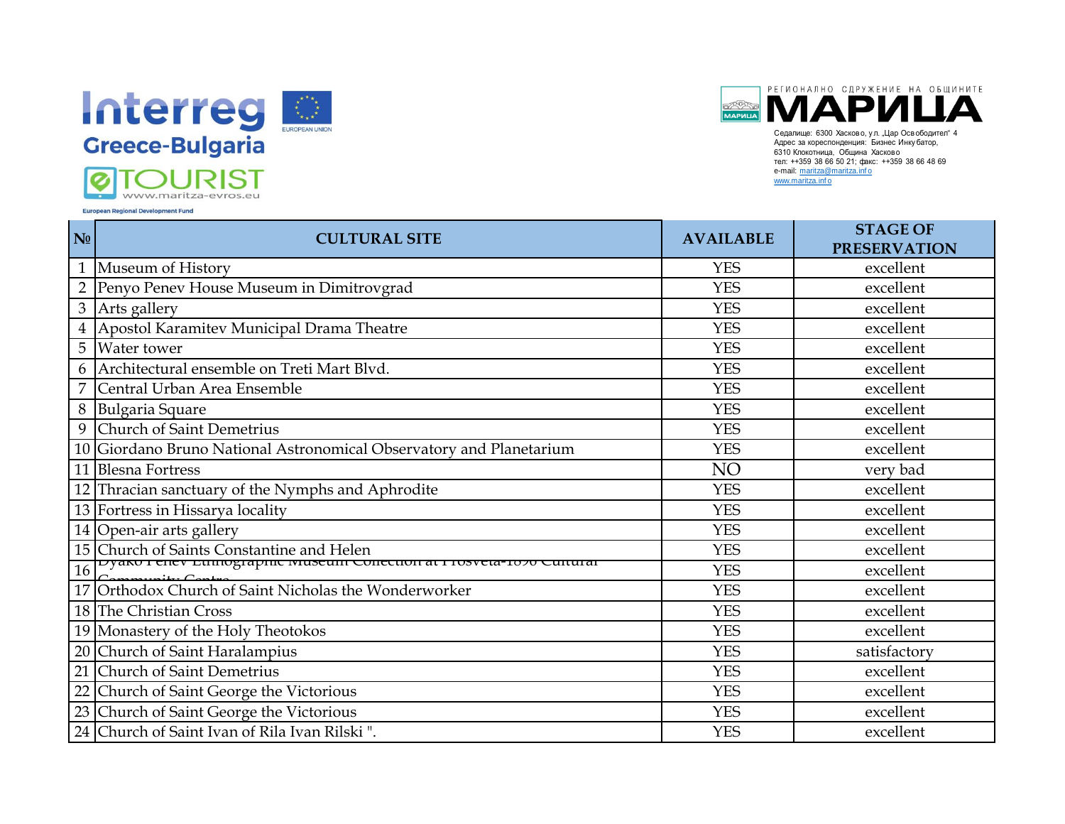Interreg Greece-Bulgaria

EUROPEAN UNION

eTOURIST www.maritza-evros.eu

European Regional Development Fund

РЕГИОНАЛНО СДРУЖЕНИЕ НА ОБЩИНИТЕ МАРИЦА

Седалище: 6300 Хасково, ул. „Цар Освободител" 4
Адрес за кореспонденция: Бизнес Инкубатор,
6310 Клокотница, Община Хасково
тел: ++359 38 66 50 21; факс: ++359 38 66 48 69
e-mail: maritza@maritza.info
www.maritza.info

| № | CULTURAL SITE | AVAILABLE | STAGE OF PRESERVATION |
|---|---|---|---|
| 1 | Museum of History | YES | excellent |
| 2 | Penyo Penev House Museum in Dimitrovgrad | YES | excellent |
| 3 | Arts gallery | YES | excellent |
| 4 | Apostol Karamitev Municipal Drama Theatre | YES | excellent |
| 5 | Water tower | YES | excellent |
| 6 | Architectural ensemble on Treti Mart Blvd. | YES | excellent |
| 7 | Central Urban Area Ensemble | YES | excellent |
| 8 | Bulgaria Square | YES | excellent |
| 9 | Church of Saint Demetrius | YES | excellent |
| 10 | Giordano Bruno National Astronomical Observatory and Planetarium | YES | excellent |
| 11 | Blesna Fortress | NO | very bad |
| 12 | Thracian sanctuary of the Nymphs and Aphrodite | YES | excellent |
| 13 | Fortress in Hissarya locality | YES | excellent |
| 14 | Open-air arts gallery | YES | excellent |
| 15 | Church of Saints Constantine and Helen | YES | excellent |
| 16 | Dyako Penev Ethnographic Museum Collection at Prosveta-1890 Cultural Community Centre | YES | excellent |
| 17 | Orthodox Church of Saint Nicholas the Wonderworker | YES | excellent |
| 18 | The Christian Cross | YES | excellent |
| 19 | Monastery of the Holy Theotokos | YES | excellent |
| 20 | Church of Saint Haralampius | YES | satisfactory |
| 21 | Church of Saint Demetrius | YES | excellent |
| 22 | Church of Saint George the Victorious | YES | excellent |
| 23 | Church of Saint George the Victorious | YES | excellent |
| 24 | Church of Saint Ivan of Rila Ivan Rilski ". | YES | excellent |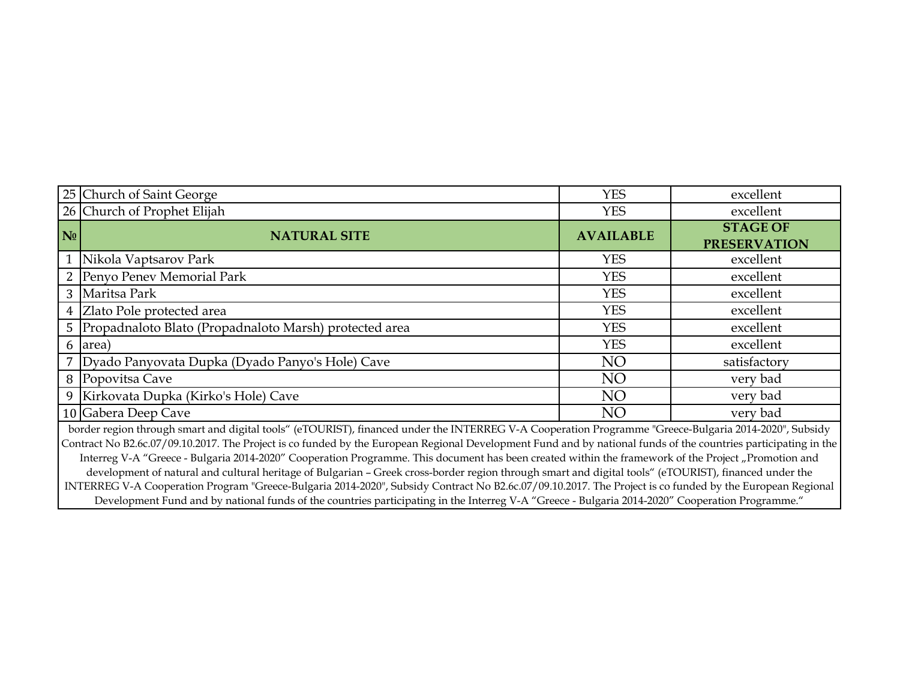| 25 | Church of Saint George | YES | excellent |
|---|---|---|---|
| 26 | Church of Prophet Elijah | YES | excellent |
| **№** | **NATURAL SITE** | **AVAILABLE** | **STAGE OF PRESERVATION** |
| 1 | Nikola Vaptsarov Park | YES | excellent |
| 2 | Penyo Penev Memorial Park | YES | excellent |
| 3 | Maritsa Park | YES | excellent |
| 4 | Zlato Pole protected area | YES | excellent |
| 5 | Propadnaloto Blato (Propadnaloto Marsh) protected area | YES | excellent |
| 6 | area) | YES | excellent |
| 7 | Dyado Panyovata Dupka (Dyado Panyo's Hole) Cave | NO | satisfactory |
| 8 | Popovitsa Cave | NO | very bad |
| 9 | Kirkovata Dupka (Kirko's Hole) Cave | NO | very bad |
| 10 | Gabera Deep Cave | NO | very bad |

border region through smart and digital tools" (eTOURIST), financed under the INTERREG V-A Cooperation Programme "Greece-Bulgaria 2014-2020", Subsidy Contract No B2.6c.07/09.10.2017. The Project is co funded by the European Regional Development Fund and by national funds of the countries participating in the Interreg V-A "Greece - Bulgaria 2014-2020" Cooperation Programme. This document has been created within the framework of the Project „Promotion and development of natural and cultural heritage of Bulgarian – Greek cross-border region through smart and digital tools" (eTOURIST), financed under the INTERREG V-A Cooperation Program "Greece-Bulgaria 2014-2020", Subsidy Contract No B2.6c.07/09.10.2017. The Project is co funded by the European Regional Development Fund and by national funds of the countries participating in the Interreg V-A "Greece - Bulgaria 2014-2020" Cooperation Programme."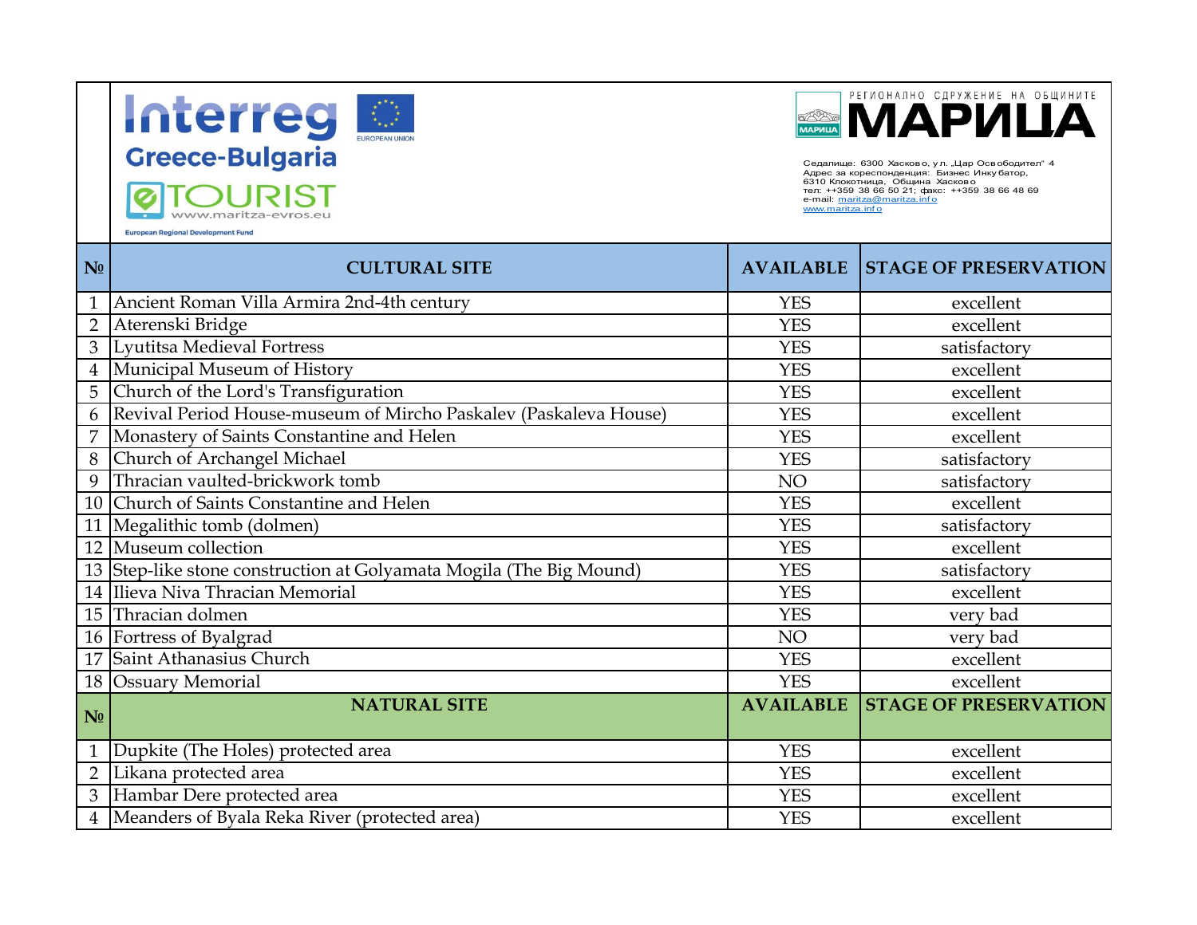Interreg Greece-Bulgaria

EUROPEAN UNION

eTOURIST www.maritza-evros.eu

European Regional Development Fund

РЕГИОНАЛНО СДРУЖЕНИЕ НА ОБЩИНИТЕ МАРИЦА

Седалище: 6300 Хасково, ул. „Цар Освободител" 4
Адрес за кореспонденция: Бизнес Инкубатор, 6310 Клокотница, Община Хасково
тел: ++359 38 66 50 21; факс: ++359 38 66 48 69
e-mail: maritza@maritza.info
www.maritza.info

| № | CULTURAL SITE | AVAILABLE | STAGE OF PRESERVATION |
|---|---|---|---|
| 1 | Ancient Roman Villa Armira 2nd-4th century | YES | excellent |
| 2 | Aterenski Bridge | YES | excellent |
| 3 | Lyutitsa Medieval Fortress | YES | satisfactory |
| 4 | Municipal Museum of History | YES | excellent |
| 5 | Church of the Lord's Transfiguration | YES | excellent |
| 6 | Revival Period House-museum of Mircho Paskalev (Paskaleva House) | YES | excellent |
| 7 | Monastery of Saints Constantine and Helen | YES | excellent |
| 8 | Church of Archangel Michael | YES | satisfactory |
| 9 | Thracian vaulted-brickwork tomb | NO | satisfactory |
| 10 | Church of Saints Constantine and Helen | YES | excellent |
| 11 | Megalithic tomb (dolmen) | YES | satisfactory |
| 12 | Museum collection | YES | excellent |
| 13 | Step-like stone construction at Golyamata Mogila (The Big Mound) | YES | satisfactory |
| 14 | Ilieva Niva Thracian Memorial | YES | excellent |
| 15 | Thracian dolmen | YES | very bad |
| 16 | Fortress of Byalgrad | NO | very bad |
| 17 | Saint Athanasius Church | YES | excellent |
| 18 | Ossuary Memorial | YES | excellent |
| **№** | **NATURAL SITE** | **AVAILABLE** | **STAGE OF PRESERVATION** |
| 1 | Dupkite (The Holes) protected area | YES | excellent |
| 2 | Likana protected area | YES | excellent |
| 3 | Hambar Dere protected area | YES | excellent |
| 4 | Meanders of Byala Reka River (protected area) | YES | excellent |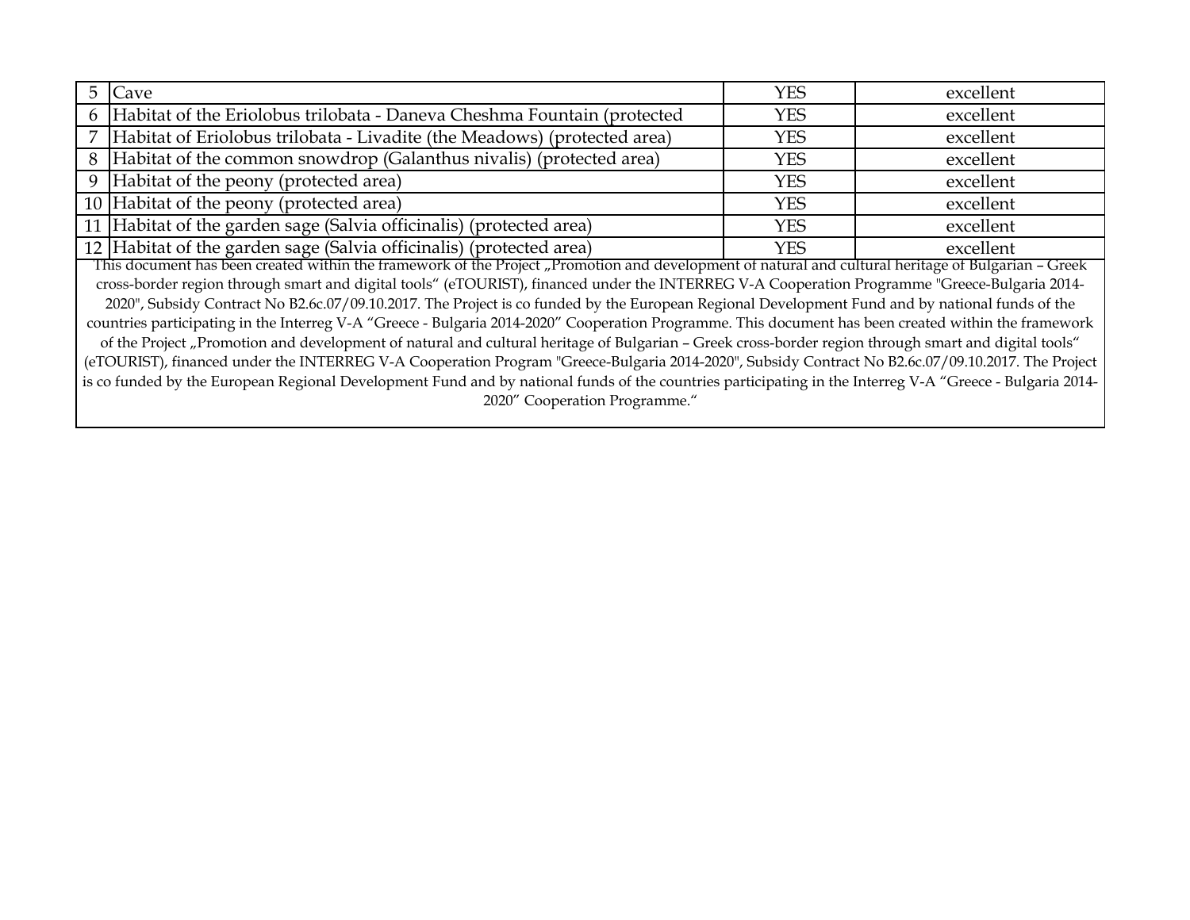| | | | |
|---|---|---|---|
| 5 | Cave | YES | excellent |
| 6 | Habitat of the Eriolobus trilobata - Daneva Cheshma Fountain (protected | YES | excellent |
| 7 | Habitat of Eriolobus trilobata - Livadite (the Meadows) (protected area) | YES | excellent |
| 8 | Habitat of the common snowdrop (Galanthus nivalis) (protected area) | YES | excellent |
| 9 | Habitat of the peony (protected area) | YES | excellent |
| 10 | Habitat of the peony (protected area) | YES | excellent |
| 11 | Habitat of the garden sage (Salvia officinalis) (protected area) | YES | excellent |
| 12 | Habitat of the garden sage (Salvia officinalis) (protected area) | YES | excellent |

This document has been created within the framework of the Project „Promotion and development of natural and cultural heritage of Bulgarian – Greek cross-border region through smart and digital tools“ (eTOURIST), financed under the INTERREG V-A Cooperation Programme "Greece-Bulgaria 2014-2020", Subsidy Contract No B2.6c.07/09.10.2017. The Project is co funded by the European Regional Development Fund and by national funds of the countries participating in the Interreg V-A “Greece - Bulgaria 2014-2020” Cooperation Programme. This document has been created within the framework of the Project „Promotion and development of natural and cultural heritage of Bulgarian – Greek cross-border region through smart and digital tools“ (eTOURIST), financed under the INTERREG V-A Cooperation Program "Greece-Bulgaria 2014-2020", Subsidy Contract No B2.6c.07/09.10.2017. The Project is co funded by the European Regional Development Fund and by national funds of the countries participating in the Interreg V-A “Greece - Bulgaria 2014-2020” Cooperation Programme.“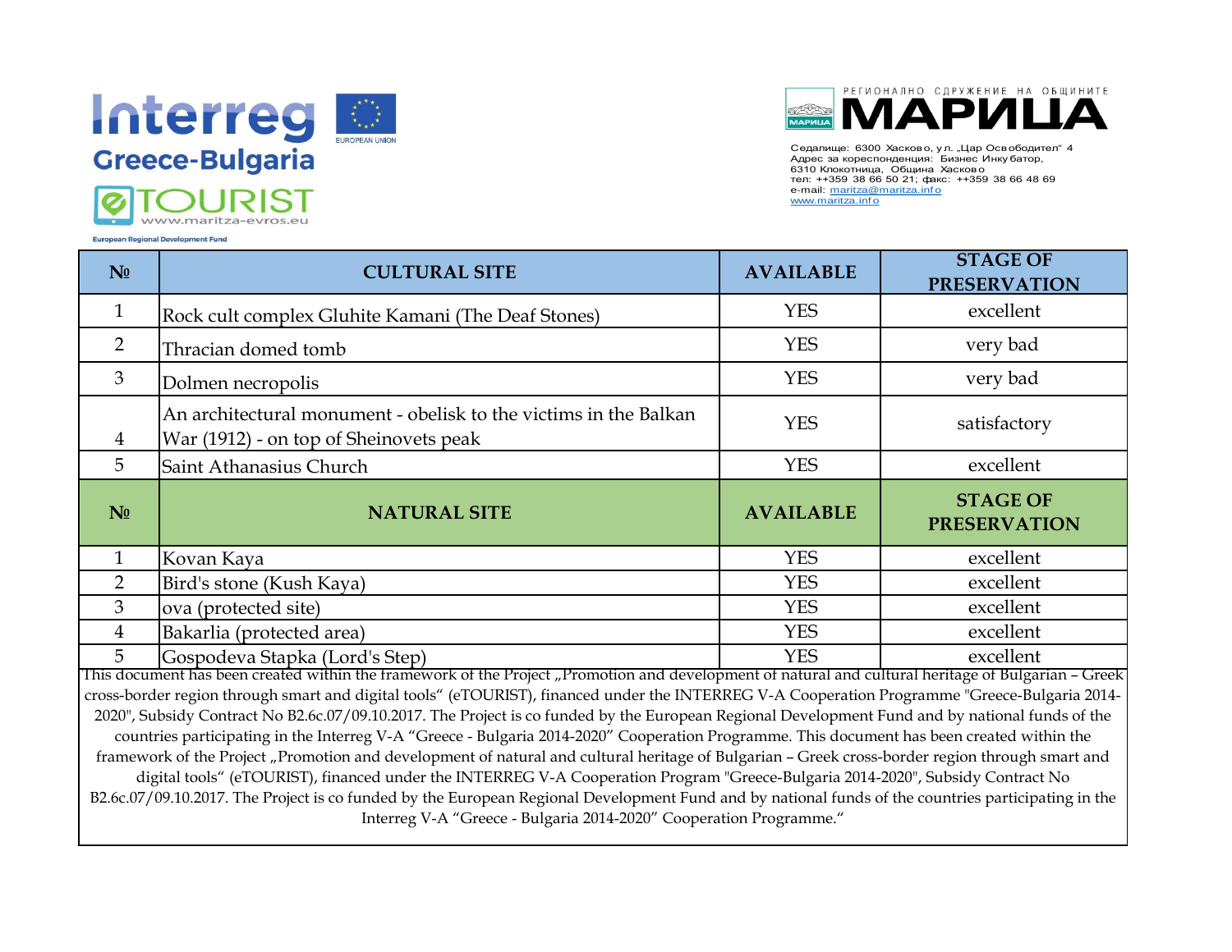Interreg Greece-Bulgaria

EUROPEAN UNION

eTOURIST www.maritza-evros.eu

European Regional Development Fund

РЕГИОНАЛНО СДРУЖЕНИЕ НА ОБЩИНИТЕ МАРИЦА

Седалище: 6300 Хасково, ул. „Цар Освободител" 4
Адрес за кореспонденция: Бизнес Инкубатор, 6310 Клокотница, Община Хасково
тел: ++359 38 66 50 21; факс: ++359 38 66 48 69
e-mail: maritza@maritza.info
www.maritza.info

| № | CULTURAL SITE | AVAILABLE | STAGE OF PRESERVATION |
|---|---|---|---|
| 1 | Rock cult complex Gluhite Kamani (The Deaf Stones) | YES | excellent |
| 2 | Thracian domed tomb | YES | very bad |
| 3 | Dolmen necropolis | YES | very bad |
| 4 | An architectural monument - obelisk to the victims in the Balkan War (1912) - on top of Sheinovets peak | YES | satisfactory |
| 5 | Saint Athanasius Church | YES | excellent |
| **№** | **NATURAL SITE** | **AVAILABLE** | **STAGE OF PRESERVATION** |
| 1 | Kovan Kaya | YES | excellent |
| 2 | Bird's stone (Kush Kaya) | YES | excellent |
| 3 | ova (protected site) | YES | excellent |
| 4 | Bakarlia (protected area) | YES | excellent |
| 5 | Gospodeva Stapka (Lord's Step) | YES | excellent |

This document has been created within the framework of the Project „Promotion and development of natural and cultural heritage of Bulgarian – Greek cross-border region through smart and digital tools" (eTOURIST), financed under the INTERREG V-A Cooperation Programme "Greece-Bulgaria 2014-2020", Subsidy Contract No B2.6c.07/09.10.2017. The Project is co funded by the European Regional Development Fund and by national funds of the countries participating in the Interreg V-A "Greece - Bulgaria 2014-2020" Cooperation Programme. This document has been created within the framework of the Project „Promotion and development of natural and cultural heritage of Bulgarian – Greek cross-border region through smart and digital tools" (eTOURIST), financed under the INTERREG V-A Cooperation Program "Greece-Bulgaria 2014-2020", Subsidy Contract No B2.6c.07/09.10.2017. The Project is co funded by the European Regional Development Fund and by national funds of the countries participating in the Interreg V-A "Greece - Bulgaria 2014-2020" Cooperation Programme."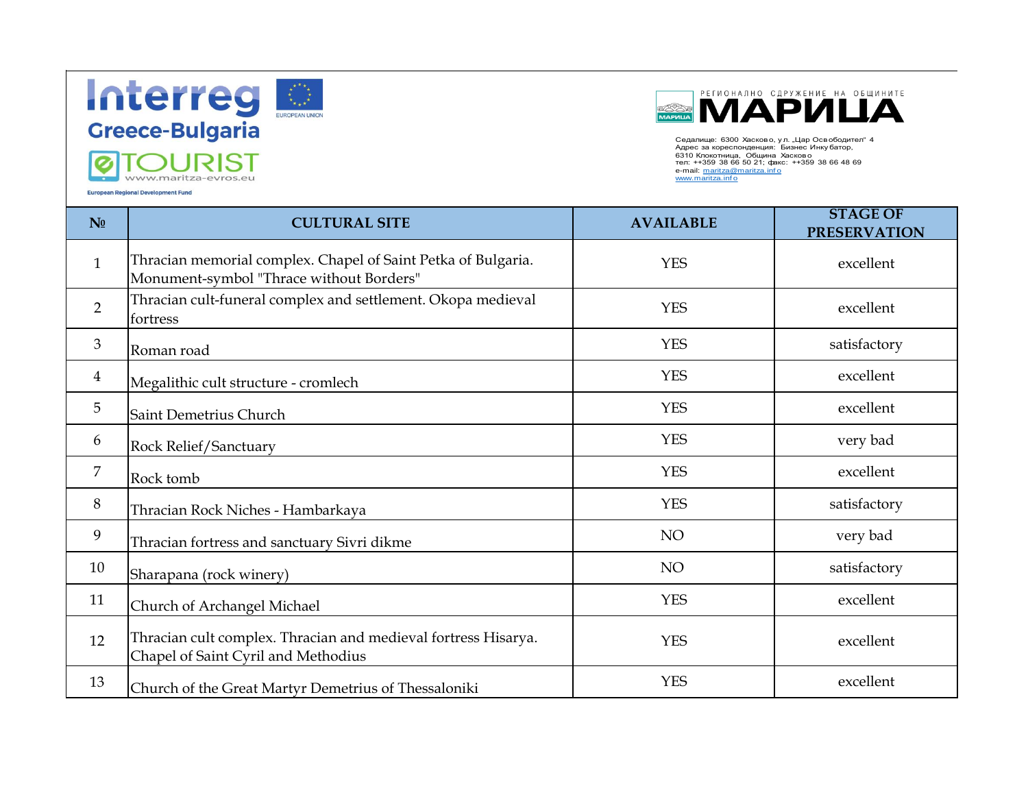Interreg Greece-Bulgaria

TOURIST
www.maritza-evros.eu

European Regional Development Fund

EUROPEAN UNION

РЕГИОНАЛНО СДРУЖЕНИЕ НА ОБЩИНИТЕ МАРИЦА

Седалище: 6300 Хасково, ул. „Цар Освободител" 4
Адрес за кореспонденция: Бизнес Инкубатор,
6310 Клокотница, Община Хасково
тел: ++359 38 66 50 21; факс: ++359 38 66 48 69
e-mail: maritza@maritza.info
www.maritza.info

| № | CULTURAL SITE | AVAILABLE | STAGE OF PRESERVATION |
|---|---|---|---|
| 1 | Thracian memorial complex. Chapel of Saint Petka of Bulgaria. Monument-symbol "Thrace without Borders" | YES | excellent |
| 2 | Thracian cult-funeral complex and settlement. Okopa medieval fortress | YES | excellent |
| 3 | Roman road | YES | satisfactory |
| 4 | Megalithic cult structure - cromlech | YES | excellent |
| 5 | Saint Demetrius Church | YES | excellent |
| 6 | Rock Relief/Sanctuary | YES | very bad |
| 7 | Rock tomb | YES | excellent |
| 8 | Thracian Rock Niches - Hambarkaya | YES | satisfactory |
| 9 | Thracian fortress and sanctuary Sivri dikme | NO | very bad |
| 10 | Sharapana (rock winery) | NO | satisfactory |
| 11 | Church of Archangel Michael | YES | excellent |
| 12 | Thracian cult complex. Thracian and medieval fortress Hisarya. Chapel of Saint Cyril and Methodius | YES | excellent |
| 13 | Church of the Great Martyr Demetrius of Thessaloniki | YES | excellent |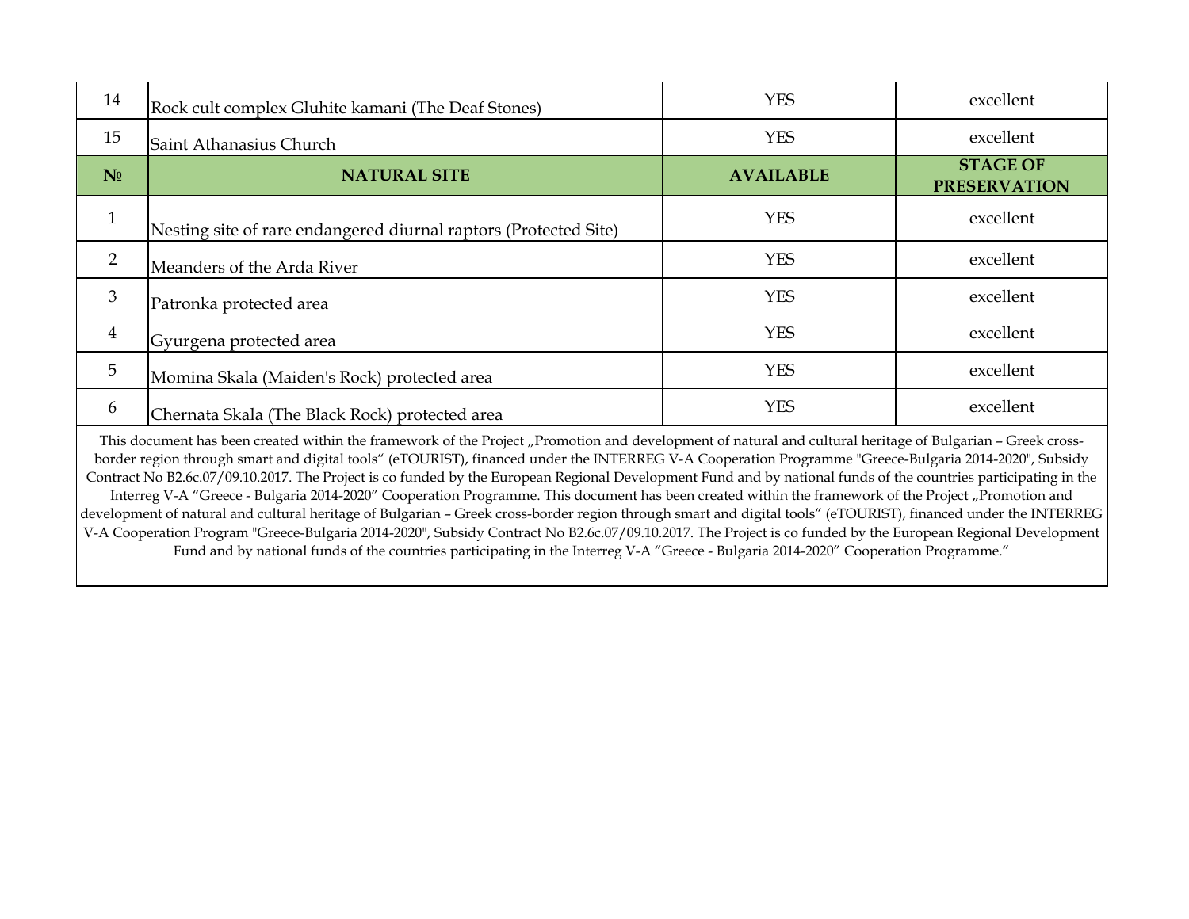| 14 | Rock cult complex Gluhite kamani (The Deaf Stones) | YES | excellent |
|---|---|---|---|
| 15 | Saint Athanasius Church | YES | excellent |

| **№** | **NATURAL SITE** | **AVAILABLE** | **STAGE OF PRESERVATION** |
|---|---|---|---|
| 1 | Nesting site of rare endangered diurnal raptors (Protected Site) | YES | excellent |
| 2 | Meanders of the Arda River | YES | excellent |
| 3 | Patronka protected area | YES | excellent |
| 4 | Gyurgena protected area | YES | excellent |
| 5 | Momina Skala (Maiden's Rock) protected area | YES | excellent |
| 6 | Chernata Skala (The Black Rock) protected area | YES | excellent |

This document has been created within the framework of the Project „Promotion and development of natural and cultural heritage of Bulgarian – Greek cross-border region through smart and digital tools" (eTOURIST), financed under the INTERREG V-A Cooperation Programme "Greece-Bulgaria 2014-2020", Subsidy Contract No B2.6c.07/09.10.2017. The Project is co funded by the European Regional Development Fund and by national funds of the countries participating in the Interreg V-A "Greece - Bulgaria 2014-2020" Cooperation Programme. This document has been created within the framework of the Project „Promotion and development of natural and cultural heritage of Bulgarian – Greek cross-border region through smart and digital tools" (eTOURIST), financed under the INTERREG V-A Cooperation Program "Greece-Bulgaria 2014-2020", Subsidy Contract No B2.6c.07/09.10.2017. The Project is co funded by the European Regional Development Fund and by national funds of the countries participating in the Interreg V-A "Greece - Bulgaria 2014-2020" Cooperation Programme."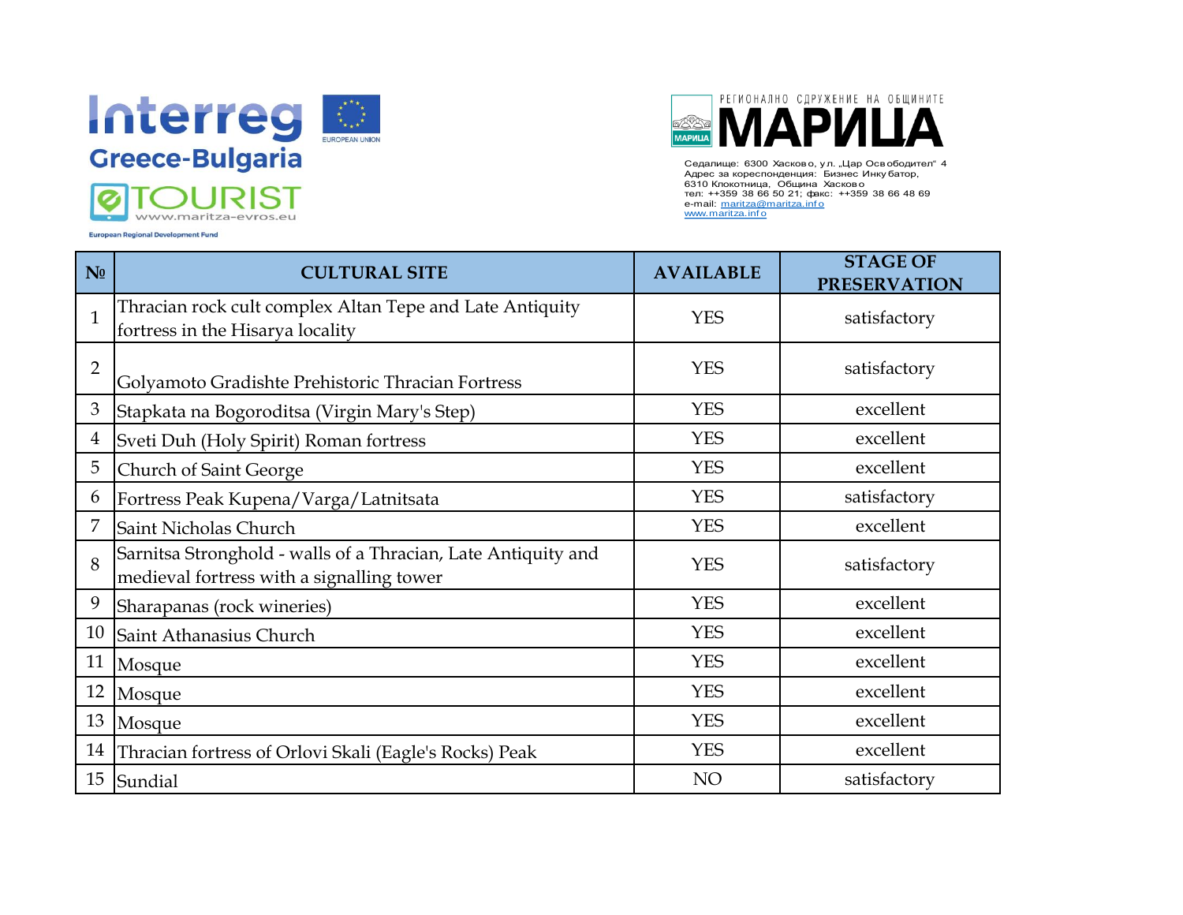Interreg Greece-Bulgaria

EUROPEAN UNION

eTOURIST www.maritza-evros.eu

European Regional Development Fund

РЕГИОНАЛНО СДРУЖЕНИЕ НА ОБЩИНИТЕ

МАРИЦА

Седалище: 6300 Хасково, ул. „Цар Освободител“ 4
Адрес за кореспонденция: Бизнес Инкубатор,
6310 Клокотница, Община Хасково
тел: ++359 38 66 50 21; факс: ++359 38 66 48 69
e-mail: maritza@maritza.info
www.maritza.info

| № | CULTURAL SITE | AVAILABLE | STAGE OF PRESERVATION |
|---|---|---|---|
| 1 | Thracian rock cult complex Altan Tepe and Late Antiquity fortress in the Hisarya locality | YES | satisfactory |
| 2 | Golyamoto Gradishte Prehistoric Thracian Fortress | YES | satisfactory |
| 3 | Stapkata na Bogoroditsa (Virgin Mary's Step) | YES | excellent |
| 4 | Sveti Duh (Holy Spirit) Roman fortress | YES | excellent |
| 5 | Church of Saint George | YES | excellent |
| 6 | Fortress Peak Kupena/Varga/Latnitsata | YES | satisfactory |
| 7 | Saint Nicholas Church | YES | excellent |
| 8 | Sarnitsa Stronghold - walls of a Thracian, Late Antiquity and medieval fortress with a signalling tower | YES | satisfactory |
| 9 | Sharapanas (rock wineries) | YES | excellent |
| 10 | Saint Athanasius Church | YES | excellent |
| 11 | Mosque | YES | excellent |
| 12 | Mosque | YES | excellent |
| 13 | Mosque | YES | excellent |
| 14 | Thracian fortress of Orlovi Skali (Eagle's Rocks) Peak | YES | excellent |
| 15 | Sundial | NO | satisfactory |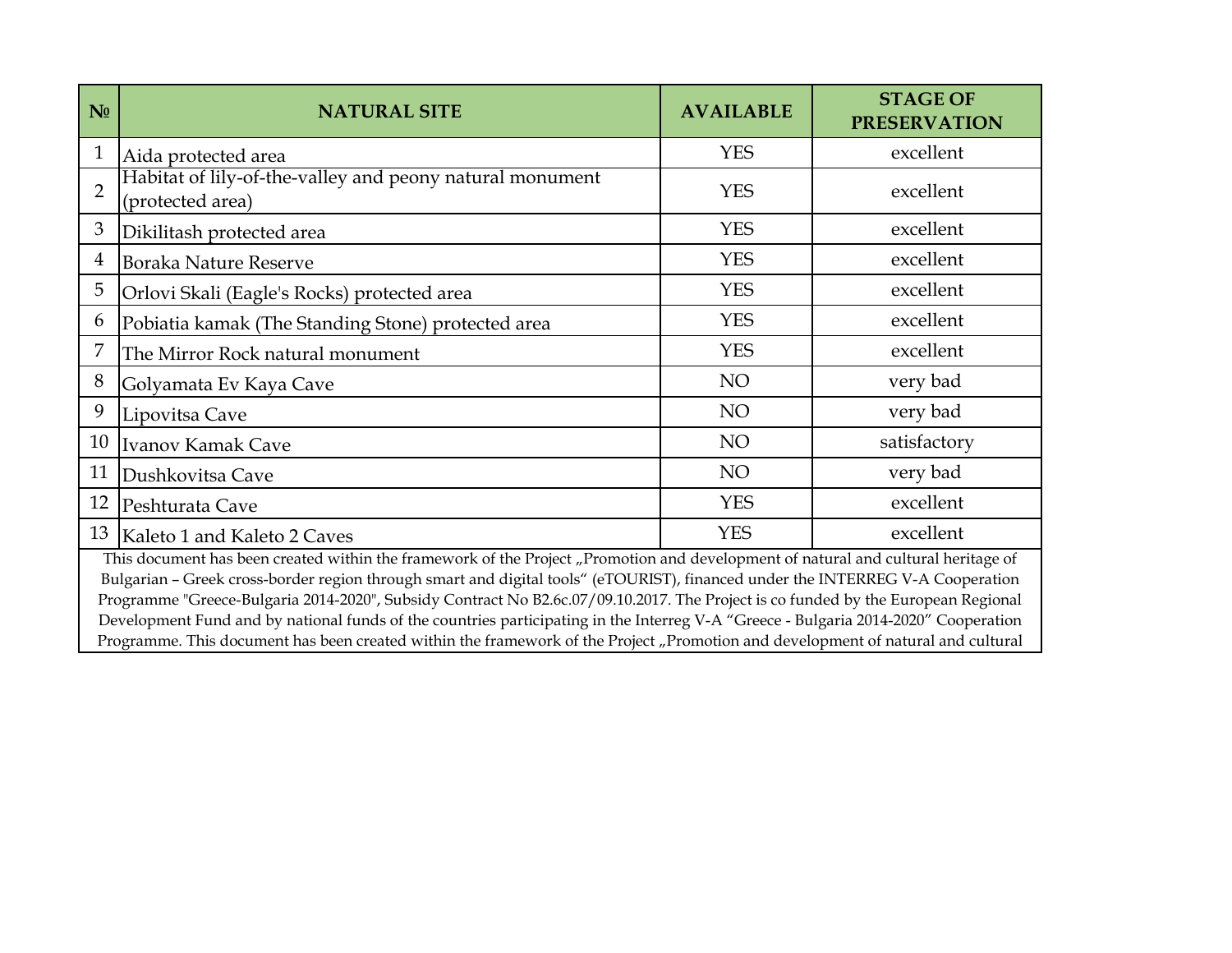| № | NATURAL SITE | AVAILABLE | STAGE OF PRESERVATION |
|---|---|---|---|
| 1 | Aida protected area | YES | excellent |
| 2 | Habitat of lily-of-the-valley and peony natural monument (protected area) | YES | excellent |
| 3 | Dikilitash protected area | YES | excellent |
| 4 | Boraka Nature Reserve | YES | excellent |
| 5 | Orlovi Skali (Eagle's Rocks) protected area | YES | excellent |
| 6 | Pobiatia kamak (The Standing Stone) protected area | YES | excellent |
| 7 | The Mirror Rock natural monument | YES | excellent |
| 8 | Golyamata Ev Kaya Cave | NO | very bad |
| 9 | Lipovitsa Cave | NO | very bad |
| 10 | Ivanov Kamak Cave | NO | satisfactory |
| 11 | Dushkovitsa Cave | NO | very bad |
| 12 | Peshturata Cave | YES | excellent |
| 13 | Kaleto 1 and Kaleto 2 Caves | YES | excellent |

This document has been created within the framework of the Project „Promotion and development of natural and cultural heritage of Bulgarian – Greek cross-border region through smart and digital tools" (eTOURIST), financed under the INTERREG V-A Cooperation Programme "Greece-Bulgaria 2014-2020", Subsidy Contract No B2.6c.07/09.10.2017. The Project is co funded by the European Regional Development Fund and by national funds of the countries participating in the Interreg V-A "Greece - Bulgaria 2014-2020" Cooperation Programme. This document has been created within the framework of the Project „Promotion and development of natural and cultural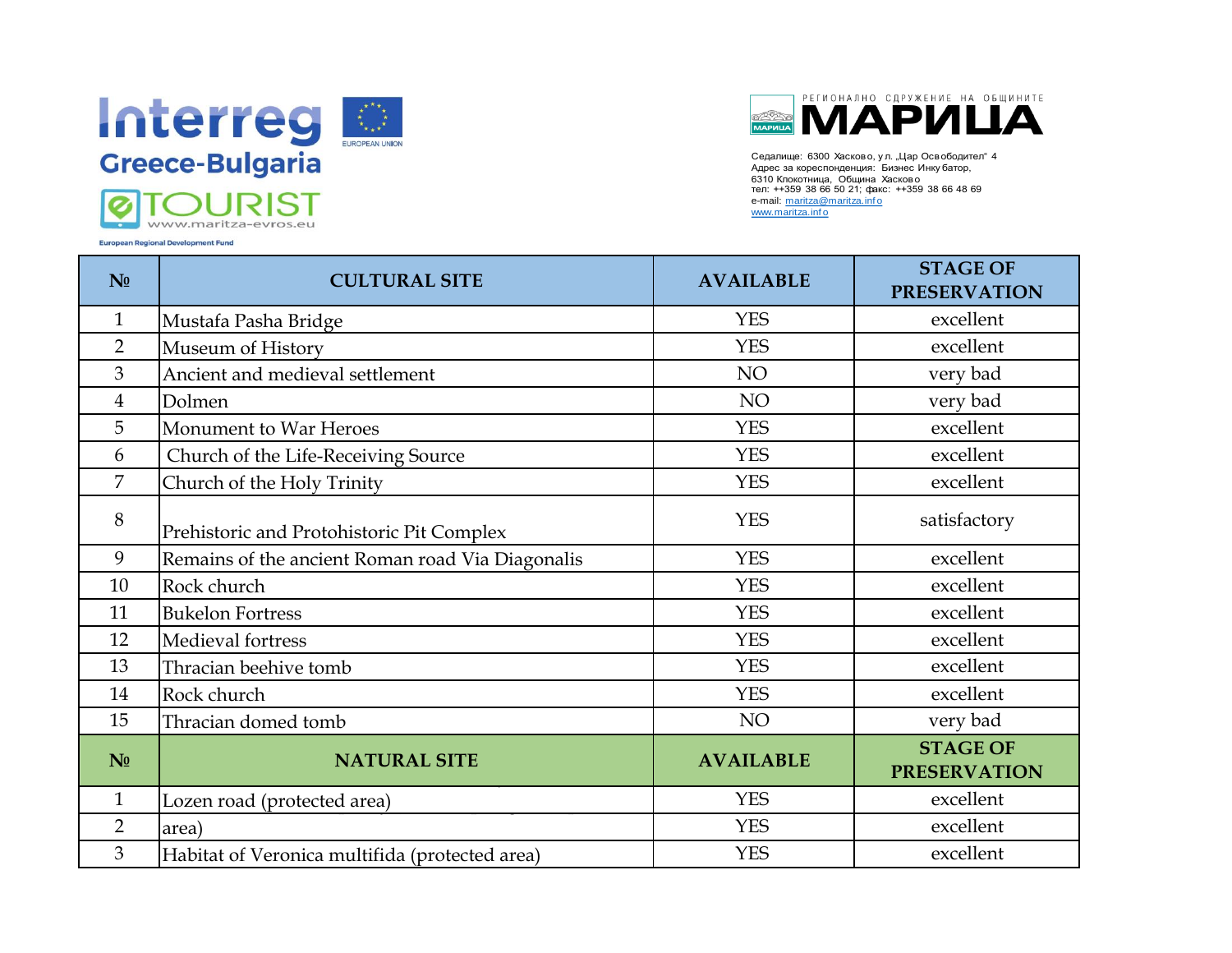Interreg Greece-Bulgaria

eTOURIST www.maritza-evros.eu

European Regional Development Fund

EUROPEAN UNION

РЕГИОНАЛНО СДРУЖЕНИЕ НА ОБЩИНИТЕ МАРИЦА

Седалище: 6300 Хасково, ул. „Цар Освободител" 4
Адрес за кореспонденция: Бизнес Инкубатор, 6310 Клокотница, Община Хасково
тел: ++359 38 66 50 21; факс: ++359 38 66 48 69
e-mail: maritza@maritza.info
www.maritza.info

| № | CULTURAL SITE | AVAILABLE | STAGE OF PRESERVATION |
|---|---|---|---|
| 1 | Mustafa Pasha Bridge | YES | excellent |
| 2 | Museum of History | YES | excellent |
| 3 | Ancient and medieval settlement | NO | very bad |
| 4 | Dolmen | NO | very bad |
| 5 | Monument to War Heroes | YES | excellent |
| 6 | Church of the Life-Receiving Source | YES | excellent |
| 7 | Church of the Holy Trinity | YES | excellent |
| 8 | Prehistoric and Protohistoric Pit Complex | YES | satisfactory |
| 9 | Remains of the ancient Roman road Via Diagonalis | YES | excellent |
| 10 | Rock church | YES | excellent |
| 11 | Bukelon Fortress | YES | excellent |
| 12 | Medieval fortress | YES | excellent |
| 13 | Thracian beehive tomb | YES | excellent |
| 14 | Rock church | YES | excellent |
| 15 | Thracian domed tomb | NO | very bad |
| **№** | **NATURAL SITE** | **AVAILABLE** | **STAGE OF PRESERVATION** |
| 1 | Lozen road (protected area) | YES | excellent |
| 2 | area) | YES | excellent |
| 3 | Habitat of Veronica multifida (protected area) | YES | excellent |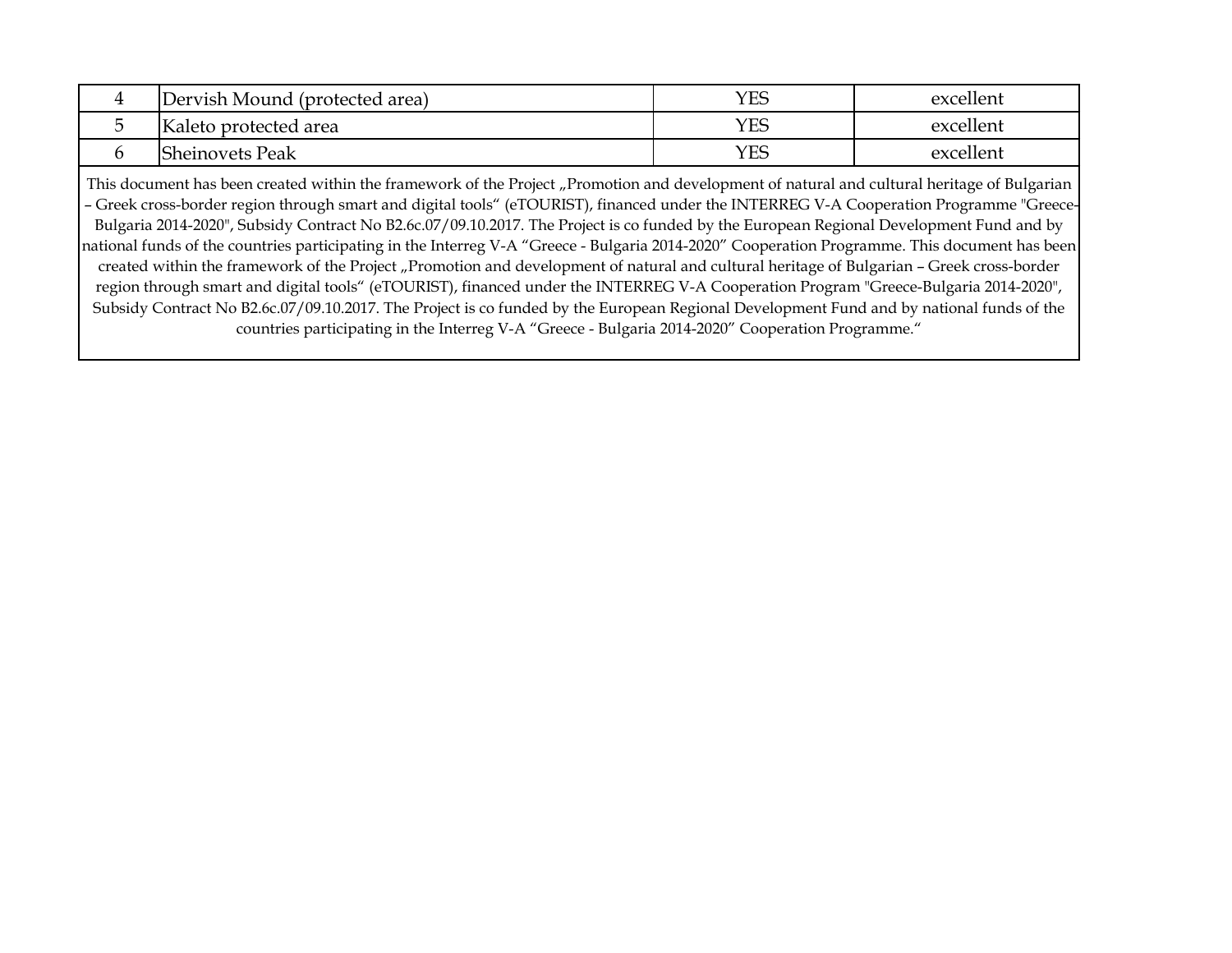| | | | |
|---|---|---|---|
| 4 | Dervish Mound (protected area) | YES | excellent |
| 5 | Kaleto protected area | YES | excellent |
| 6 | Sheinovets Peak | YES | excellent |

This document has been created within the framework of the Project „Promotion and development of natural and cultural heritage of Bulgarian – Greek cross-border region through smart and digital tools“ (eTOURIST), financed under the INTERREG V-A Cooperation Programme "Greece-Bulgaria 2014-2020", Subsidy Contract No B2.6c.07/09.10.2017. The Project is co funded by the European Regional Development Fund and by national funds of the countries participating in the Interreg V-A "Greece - Bulgaria 2014-2020" Cooperation Programme. This document has been created within the framework of the Project „Promotion and development of natural and cultural heritage of Bulgarian – Greek cross-border region through smart and digital tools“ (eTOURIST), financed under the INTERREG V-A Cooperation Program "Greece-Bulgaria 2014-2020", Subsidy Contract No B2.6c.07/09.10.2017. The Project is co funded by the European Regional Development Fund and by national funds of the countries participating in the Interreg V-A "Greece - Bulgaria 2014-2020" Cooperation Programme.“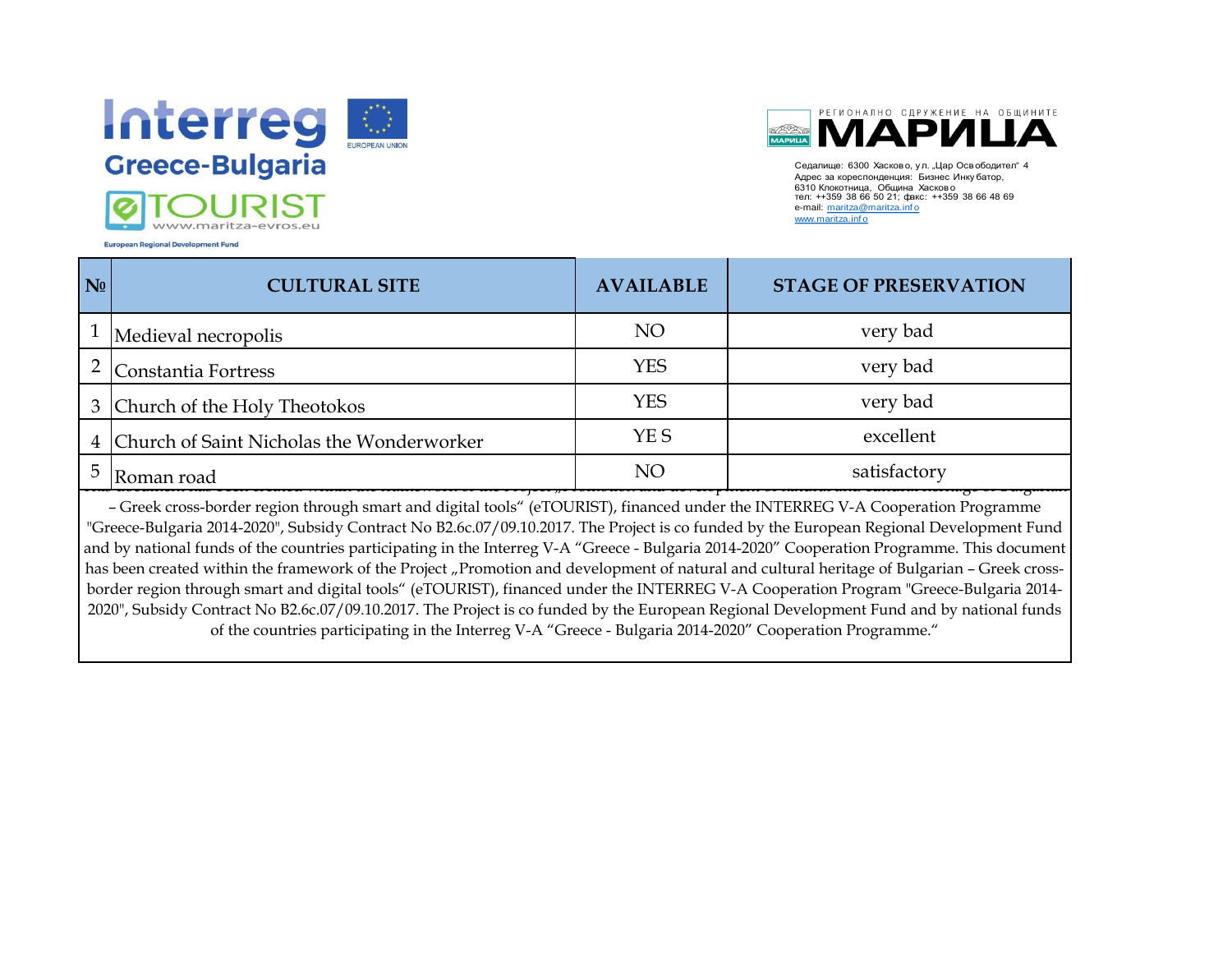Interreg

Greece-Bulgaria

eTOURIST

www.maritza-evros.eu

European Regional Development Fund

EUROPEAN UNION

РЕГИОНАЛНО СДРУЖЕНИЕ НА ОБЩИНИТЕ

МАРИЦА

Седалище: 6300 Хасково, ул. „Цар Освободител" 4
Адрес за кореспонденция: Бизнес Инкубатор,
6310 Клокотница, Община Хасково
тел: ++359 38 66 50 21; факс: ++359 38 66 48 69
e-mail: maritza@maritza.info
www.maritza.info

| № | CULTURAL SITE | AVAILABLE | STAGE OF PRESERVATION |
|---|---|---|---|
| 1 | Medieval necropolis | NO | very bad |
| 2 | Constantia Fortress | YES | very bad |
| 3 | Church of the Holy Theotokos | YES | very bad |
| 4 | Church of Saint Nicholas the Wonderworker | YE S | excellent |
| 5 | Roman road | NO | satisfactory |

This document has been created within the framework of the Project „Promotion and development of natural and cultural heritage of Bulgarian – Greek cross-border region through smart and digital tools" (eTOURIST), financed under the INTERREG V-A Cooperation Programme "Greece-Bulgaria 2014-2020", Subsidy Contract No B2.6c.07/09.10.2017. The Project is co funded by the European Regional Development Fund and by national funds of the countries participating in the Interreg V-A "Greece - Bulgaria 2014-2020" Cooperation Programme. This document has been created within the framework of the Project „Promotion and development of natural and cultural heritage of Bulgarian – Greek cross-border region through smart and digital tools" (eTOURIST), financed under the INTERREG V-A Cooperation Program "Greece-Bulgaria 2014-2020", Subsidy Contract No B2.6c.07/09.10.2017. The Project is co funded by the European Regional Development Fund and by national funds of the countries participating in the Interreg V-A "Greece - Bulgaria 2014-2020" Cooperation Programme."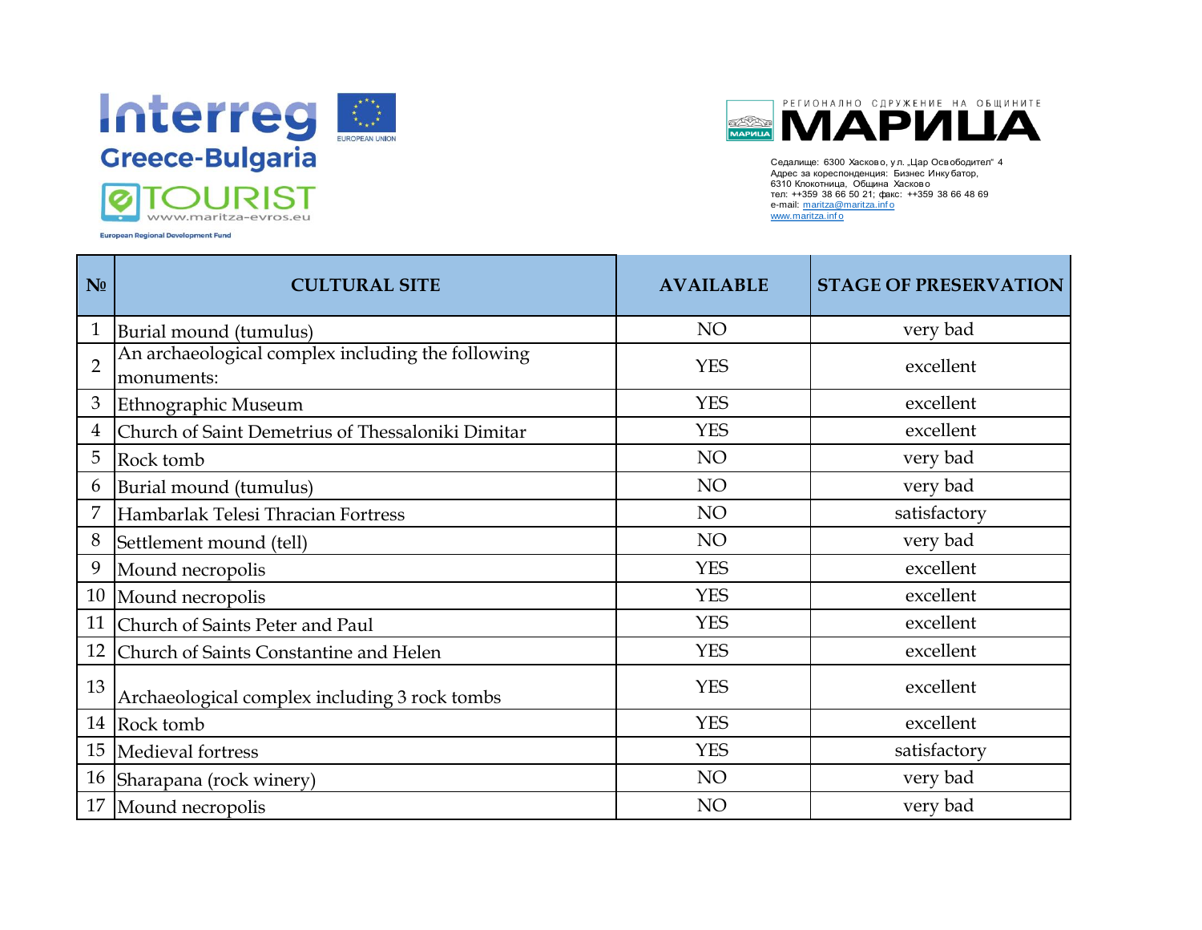Interreg
Greece-Bulgaria
eTOURIST
www.maritza-evros.eu
European Regional Development Fund

EUROPEAN UNION

РЕГИОНАЛНО СДРУЖЕНИЕ НА ОБЩИНИТЕ
МАРИЦА

Седалище: 6300 Хасково, ул. „Цар Освободител" 4
Адрес за кореспонденция: Бизнес Инкубатор,
6310 Клокотница, Община Хасково
тел: ++359 38 66 50 21; факс: ++359 38 66 48 69
e-mail: maritza@maritza.info
www.maritza.info

| № | CULTURAL SITE | AVAILABLE | STAGE OF PRESERVATION |
|---|---|---|---|
| 1 | Burial mound (tumulus) | NO | very bad |
| 2 | An archaeological complex including the following monuments: | YES | excellent |
| 3 | Ethnographic Museum | YES | excellent |
| 4 | Church of Saint Demetrius of Thessaloniki Dimitar | YES | excellent |
| 5 | Rock tomb | NO | very bad |
| 6 | Burial mound (tumulus) | NO | very bad |
| 7 | Hambarlak Telesi Thracian Fortress | NO | satisfactory |
| 8 | Settlement mound (tell) | NO | very bad |
| 9 | Mound necropolis | YES | excellent |
| 10 | Mound necropolis | YES | excellent |
| 11 | Church of Saints Peter and Paul | YES | excellent |
| 12 | Church of Saints Constantine and Helen | YES | excellent |
| 13 | Archaeological complex including 3 rock tombs | YES | excellent |
| 14 | Rock tomb | YES | excellent |
| 15 | Medieval fortress | YES | satisfactory |
| 16 | Sharapana (rock winery) | NO | very bad |
| 17 | Mound necropolis | NO | very bad |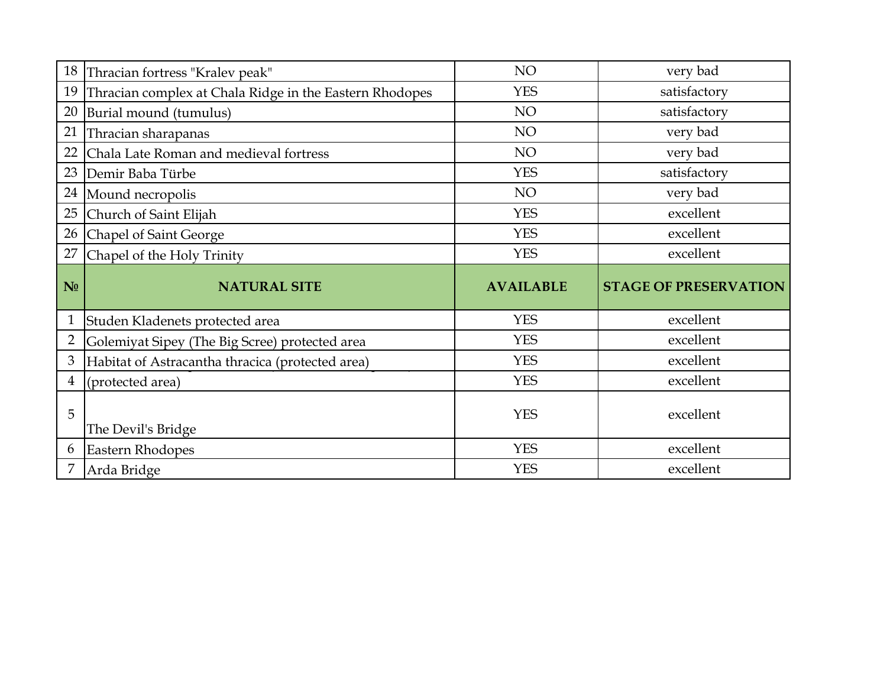| 18 | Thracian fortress "Kralev peak" | NO | very bad |
|---|---|---|---|
| 19 | Thracian complex at Chala Ridge in the Eastern Rhodopes | YES | satisfactory |
| 20 | Burial mound (tumulus) | NO | satisfactory |
| 21 | Thracian sharapanas | NO | very bad |
| 22 | Chala Late Roman and medieval fortress | NO | very bad |
| 23 | Demir Baba Türbe | YES | satisfactory |
| 24 | Mound necropolis | NO | very bad |
| 25 | Church of Saint Elijah | YES | excellent |
| 26 | Chapel of Saint George | YES | excellent |
| 27 | Chapel of the Holy Trinity | YES | excellent |
| **№** | **NATURAL SITE** | **AVAILABLE** | **STAGE OF PRESERVATION** |
| 1 | Studen Kladenets protected area | YES | excellent |
| 2 | Golemiyat Sipey (The Big Scree) protected area | YES | excellent |
| 3 | Habitat of Astracantha thracica (protected area) | YES | excellent |
| 4 | (protected area) | YES | excellent |
| 5 | The Devil's Bridge | YES | excellent |
| 6 | Eastern Rhodopes | YES | excellent |
| 7 | Arda Bridge | YES | excellent |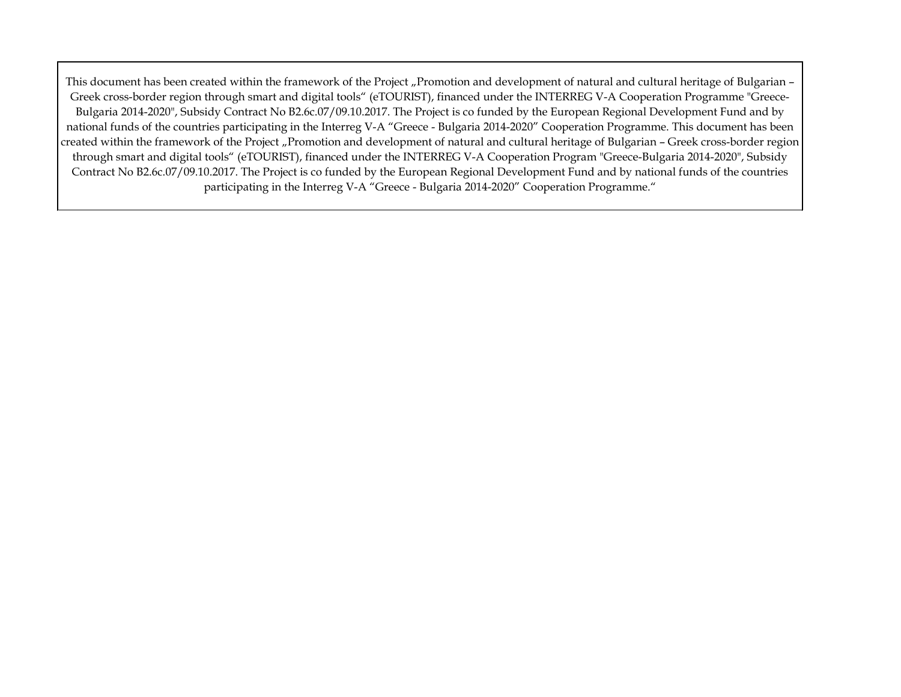This document has been created within the framework of the Project „Promotion and development of natural and cultural heritage of Bulgarian – Greek cross-border region through smart and digital tools" (eTOURIST), financed under the INTERREG V-A Cooperation Programme "Greece-Bulgaria 2014-2020", Subsidy Contract No B2.6c.07/09.10.2017. The Project is co funded by the European Regional Development Fund and by national funds of the countries participating in the Interreg V-A "Greece - Bulgaria 2014-2020" Cooperation Programme. This document has been created within the framework of the Project „Promotion and development of natural and cultural heritage of Bulgarian – Greek cross-border region through smart and digital tools" (eTOURIST), financed under the INTERREG V-A Cooperation Program "Greece-Bulgaria 2014-2020", Subsidy Contract No B2.6c.07/09.10.2017. The Project is co funded by the European Regional Development Fund and by national funds of the countries participating in the Interreg V-A "Greece - Bulgaria 2014-2020" Cooperation Programme."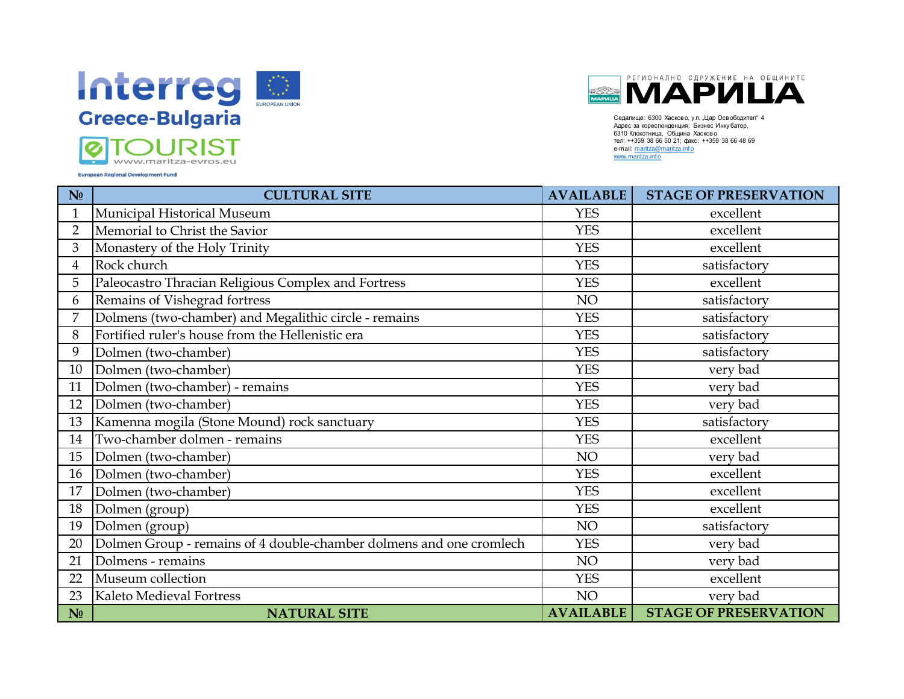Interreg Greece-Bulgaria

EUROPEAN UNION

eTOURIST www.maritza-evros.eu

European Regional Development Fund

РЕГИОНАЛНО СДРУЖЕНИЕ НА ОБЩИНИТЕ МАРИЦА

Седалище: 6300 Хасково, ул. „Цар Освободител" 4
Адрес за кореспонденция: Бизнес Инкубатор,
6310 Клокотница, Община Хасково
тел: ++359 38 66 50 21; факс: ++359 38 66 48 69
e-mail: maritza@maritza.info
www.maritza.info

| № | CULTURAL SITE | AVAILABLE | STAGE OF PRESERVATION |
|---|---|---|---|
| 1 | Municipal Historical Museum | YES | excellent |
| 2 | Memorial to Christ the Savior | YES | excellent |
| 3 | Monastery of the Holy Trinity | YES | excellent |
| 4 | Rock church | YES | satisfactory |
| 5 | Paleocastro Thracian Religious Complex and Fortress | YES | excellent |
| 6 | Remains of Vishegrad fortress | NO | satisfactory |
| 7 | Dolmens (two-chamber) and Megalithic circle - remains | YES | satisfactory |
| 8 | Fortified ruler's house from the Hellenistic era | YES | satisfactory |
| 9 | Dolmen (two-chamber) | YES | satisfactory |
| 10 | Dolmen (two-chamber) | YES | very bad |
| 11 | Dolmen (two-chamber) - remains | YES | very bad |
| 12 | Dolmen (two-chamber) | YES | very bad |
| 13 | Kamenna mogila (Stone Mound) rock sanctuary | YES | satisfactory |
| 14 | Two-chamber dolmen - remains | YES | excellent |
| 15 | Dolmen (two-chamber) | NO | very bad |
| 16 | Dolmen (two-chamber) | YES | excellent |
| 17 | Dolmen (two-chamber) | YES | excellent |
| 18 | Dolmen (group) | YES | excellent |
| 19 | Dolmen (group) | NO | satisfactory |
| 20 | Dolmen Group - remains of 4 double-chamber dolmens and one cromlech | YES | very bad |
| 21 | Dolmens - remains | NO | very bad |
| 22 | Museum collection | YES | excellent |
| 23 | Kaleto Medieval Fortress | NO | very bad |

| № | NATURAL SITE | AVAILABLE | STAGE OF PRESERVATION |
|---|---|---|---|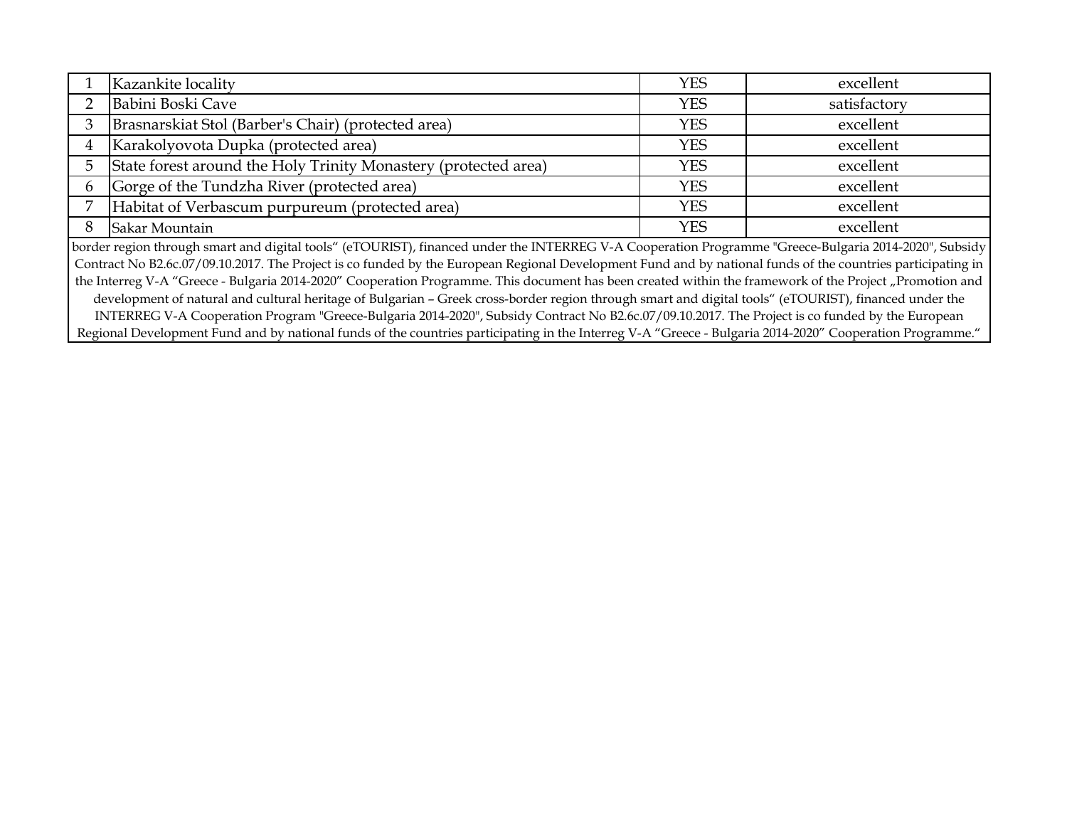| | | | |
|---|---|---|---|
| 1 | Kazankite locality | YES | excellent |
| 2 | Babini Boski Cave | YES | satisfactory |
| 3 | Brasnarskiat Stol (Barber's Chair) (protected area) | YES | excellent |
| 4 | Karakolyovota Dupka (protected area) | YES | excellent |
| 5 | State forest around the Holy Trinity Monastery (protected area) | YES | excellent |
| 6 | Gorge of the Tundzha River (protected area) | YES | excellent |
| 7 | Habitat of Verbascum purpureum (protected area) | YES | excellent |
| 8 | Sakar Mountain | YES | excellent |

border region through smart and digital tools“ (eTOURIST), financed under the INTERREG V-A Cooperation Programme "Greece-Bulgaria 2014-2020", Subsidy Contract No B2.6c.07/09.10.2017. The Project is co funded by the European Regional Development Fund and by national funds of the countries participating in the Interreg V-A "Greece - Bulgaria 2014-2020" Cooperation Programme. This document has been created within the framework of the Project „Promotion and development of natural and cultural heritage of Bulgarian – Greek cross-border region through smart and digital tools“ (eTOURIST), financed under the INTERREG V-A Cooperation Program "Greece-Bulgaria 2014-2020", Subsidy Contract No B2.6c.07/09.10.2017. The Project is co funded by the European Regional Development Fund and by national funds of the countries participating in the Interreg V-A "Greece - Bulgaria 2014-2020" Cooperation Programme.“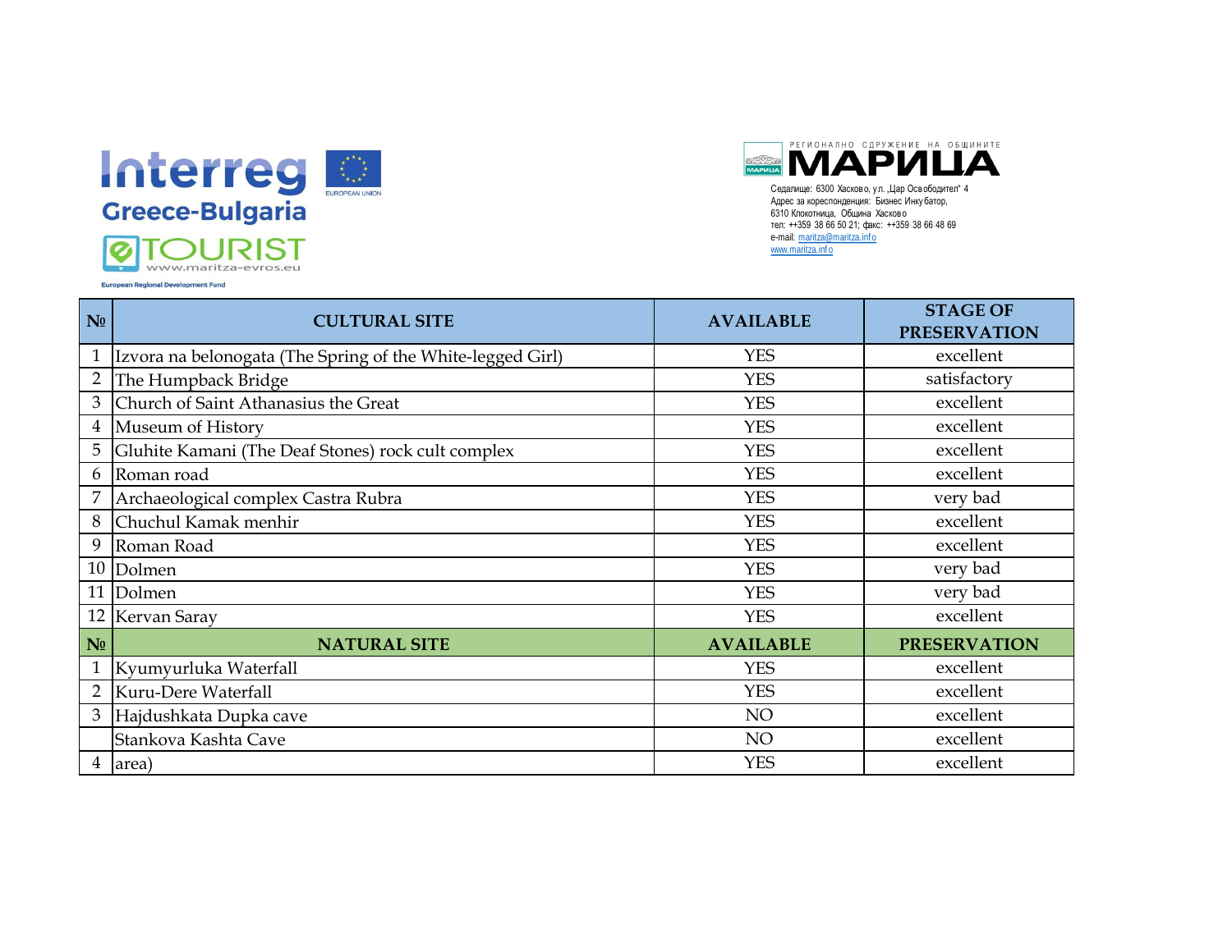Interreg Greece-Bulgaria

eTOURIST www.maritza-evros.eu

European Regional Development Fund

РЕГИОНАЛНО СДРУЖЕНИЕ НА ОБЩИНИТЕ МАРИЦА

Седалище: 6300 Хасково, ул. „Цар Освободител" 4
Адрес за кореспонденция: Бизнес Инкубатор, 6310 Клокотница, Община Хасково
тел: ++359 38 66 50 21; факс: ++359 38 66 48 69
e-mail: maritza@maritza.info
www.maritza.info

| № | CULTURAL SITE | AVAILABLE | STAGE OF PRESERVATION |
|---|---|---|---|
| 1 | Izvora na belonogata (The Spring of the White-legged Girl) | YES | excellent |
| 2 | The Humpback Bridge | YES | satisfactory |
| 3 | Church of Saint Athanasius the Great | YES | excellent |
| 4 | Museum of History | YES | excellent |
| 5 | Gluhite Kamani (The Deaf Stones) rock cult complex | YES | excellent |
| 6 | Roman road | YES | excellent |
| 7 | Archaeological complex Castra Rubra | YES | very bad |
| 8 | Chuchul Kamak menhir | YES | excellent |
| 9 | Roman Road | YES | excellent |
| 10 | Dolmen | YES | very bad |
| 11 | Dolmen | YES | very bad |
| 12 | Kervan Saray | YES | excellent |
| **№** | **NATURAL SITE** | **AVAILABLE** | **PRESERVATION** |
| 1 | Kyumyurluka Waterfall | YES | excellent |
| 2 | Kuru-Dere Waterfall | YES | excellent |
| 3 | Hajdushkata Dupka cave | NO | excellent |
| | Stankova Kashta Cave | NO | excellent |
| 4 | area) | YES | excellent |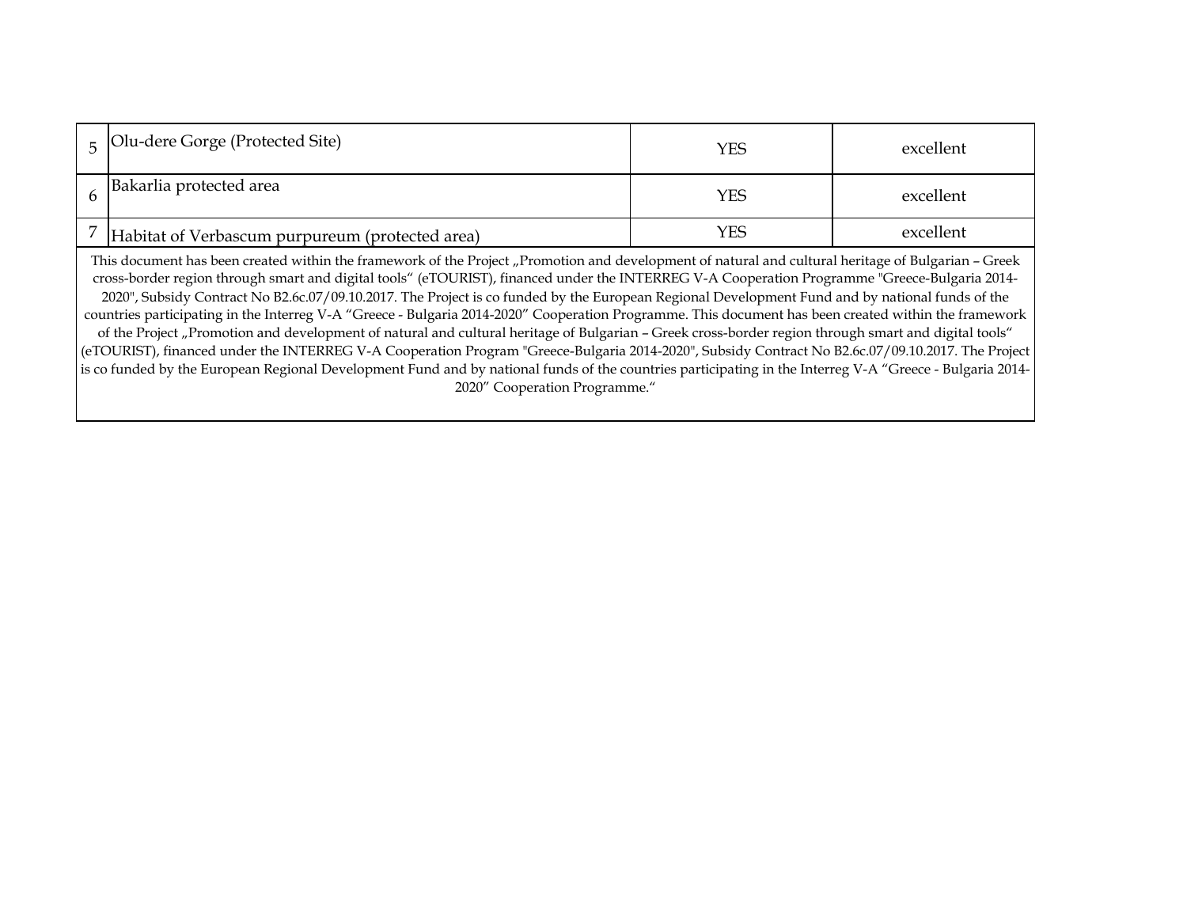| 5 | Olu-dere Gorge (Protected Site) | YES | excellent |
|---|---|---|---|
| 6 | Bakarlia protected area | YES | excellent |
| 7 | Habitat of Verbascum purpureum (protected area) | YES | excellent |

This document has been created within the framework of the Project „Promotion and development of natural and cultural heritage of Bulgarian – Greek cross-border region through smart and digital tools" (eTOURIST), financed under the INTERREG V-A Cooperation Programme "Greece-Bulgaria 2014-2020", Subsidy Contract No B2.6c.07/09.10.2017. The Project is co funded by the European Regional Development Fund and by national funds of the countries participating in the Interreg V-A "Greece - Bulgaria 2014-2020" Cooperation Programme. This document has been created within the framework of the Project „Promotion and development of natural and cultural heritage of Bulgarian – Greek cross-border region through smart and digital tools" (eTOURIST), financed under the INTERREG V-A Cooperation Program "Greece-Bulgaria 2014-2020", Subsidy Contract No B2.6c.07/09.10.2017. The Project is co funded by the European Regional Development Fund and by national funds of the countries participating in the Interreg V-A "Greece - Bulgaria 2014-2020" Cooperation Programme."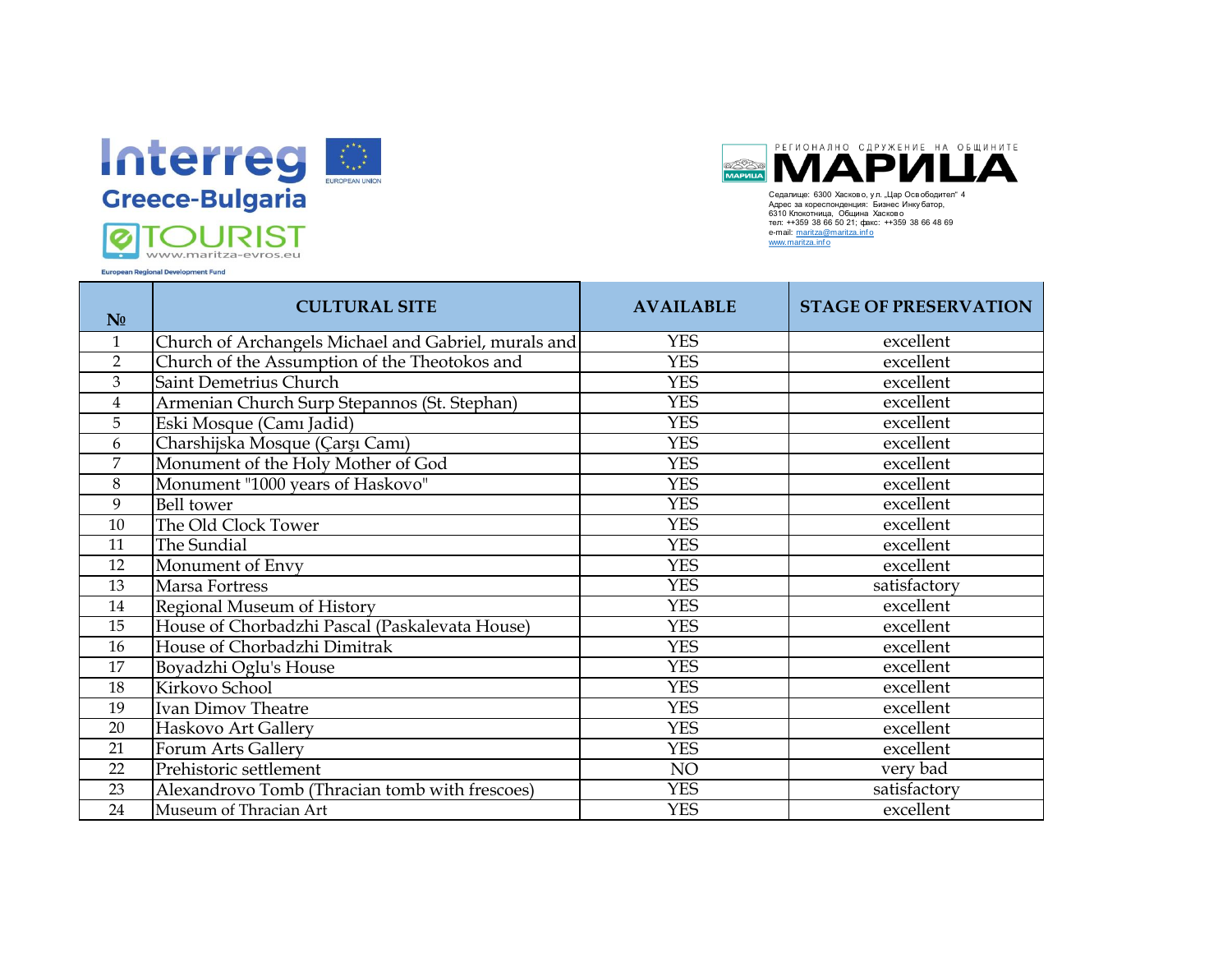Interreg Greece-Bulgaria

eTOURIST www.maritza-evros.eu

European Regional Development Fund

РЕГИОНАЛНО СДРУЖЕНИЕ НА ОБЩИНИТЕ МАРИЦА

Седалище: 6300 Хасково, ул. „Цар Освободител" 4
Адрес за кореспонденция: Бизнес Инкубатор, 6310 Клокотница, Община Хасково
тел: ++359 38 66 50 21; факс: ++359 38 66 48 69
e-mail: maritza@maritza.info
www.maritza.info

| № | CULTURAL SITE | AVAILABLE | STAGE OF PRESERVATION |
|---|---|---|---|
| 1 | Church of Archangels Michael and Gabriel, murals and | YES | excellent |
| 2 | Church of the Assumption of the Theotokos and | YES | excellent |
| 3 | Saint Demetrius Church | YES | excellent |
| 4 | Armenian Church Surp Stepannos (St. Stephan) | YES | excellent |
| 5 | Eski Mosque (Camı Jadid) | YES | excellent |
| 6 | Charshijska Mosque (Çarşı Camı) | YES | excellent |
| 7 | Monument of the Holy Mother of God | YES | excellent |
| 8 | Monument "1000 years of Haskovo" | YES | excellent |
| 9 | Bell tower | YES | excellent |
| 10 | The Old Clock Tower | YES | excellent |
| 11 | The Sundial | YES | excellent |
| 12 | Monument of Envy | YES | excellent |
| 13 | Marsa Fortress | YES | satisfactory |
| 14 | Regional Museum of History | YES | excellent |
| 15 | House of Chorbadzhi Pascal (Paskalevata House) | YES | excellent |
| 16 | House of Chorbadzhi Dimitrak | YES | excellent |
| 17 | Boyadzhi Oglu's House | YES | excellent |
| 18 | Kirkovo School | YES | excellent |
| 19 | Ivan Dimov Theatre | YES | excellent |
| 20 | Haskovo Art Gallery | YES | excellent |
| 21 | Forum Arts Gallery | YES | excellent |
| 22 | Prehistoric settlement | NO | very bad |
| 23 | Alexandrovo Tomb (Thracian tomb with frescoes) | YES | satisfactory |
| 24 | Museum of Thracian Art | YES | excellent |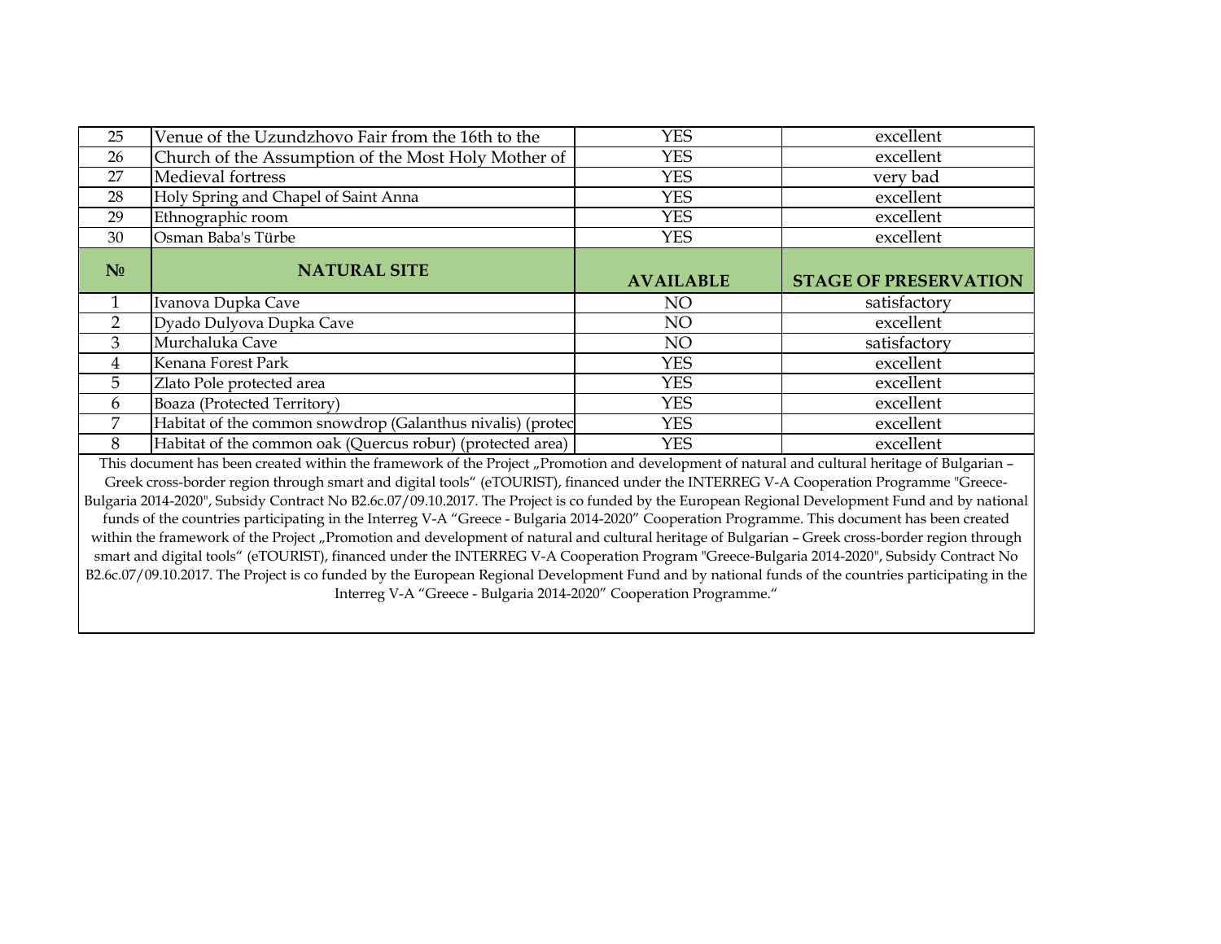| | | | |
|---|---|---|---|
| 25 | Venue of the Uzundzhovo Fair from the 16th to the | YES | excellent |
| 26 | Church of the Assumption of the Most Holy Mother of | YES | excellent |
| 27 | Medieval fortress | YES | very bad |
| 28 | Holy Spring and Chapel of Saint Anna | YES | excellent |
| 29 | Ethnographic room | YES | excellent |
| 30 | Osman Baba's Türbe | YES | excellent |
| **№** | **NATURAL SITE** | **AVAILABLE** | **STAGE OF PRESERVATION** |
| 1 | Ivanova Dupka Cave | NO | satisfactory |
| 2 | Dyado Dulyova Dupka Cave | NO | excellent |
| 3 | Murchaluka Cave | NO | satisfactory |
| 4 | Kenana Forest Park | YES | excellent |
| 5 | Zlato Pole protected area | YES | excellent |
| 6 | Boaza (Protected Territory) | YES | excellent |
| 7 | Habitat of the common snowdrop (Galanthus nivalis) (protec | YES | excellent |
| 8 | Habitat of the common oak (Quercus robur) (protected area) | YES | excellent |

This document has been created within the framework of the Project „Promotion and development of natural and cultural heritage of Bulgarian – Greek cross-border region through smart and digital tools" (eTOURIST), financed under the INTERREG V-A Cooperation Programme "Greece-Bulgaria 2014-2020", Subsidy Contract No B2.6c.07/09.10.2017. The Project is co funded by the European Regional Development Fund and by national funds of the countries participating in the Interreg V-A "Greece - Bulgaria 2014-2020" Cooperation Programme. This document has been created within the framework of the Project „Promotion and development of natural and cultural heritage of Bulgarian – Greek cross-border region through smart and digital tools" (eTOURIST), financed under the INTERREG V-A Cooperation Program "Greece-Bulgaria 2014-2020", Subsidy Contract No B2.6c.07/09.10.2017. The Project is co funded by the European Regional Development Fund and by national funds of the countries participating in the Interreg V-A "Greece - Bulgaria 2014-2020" Cooperation Programme."